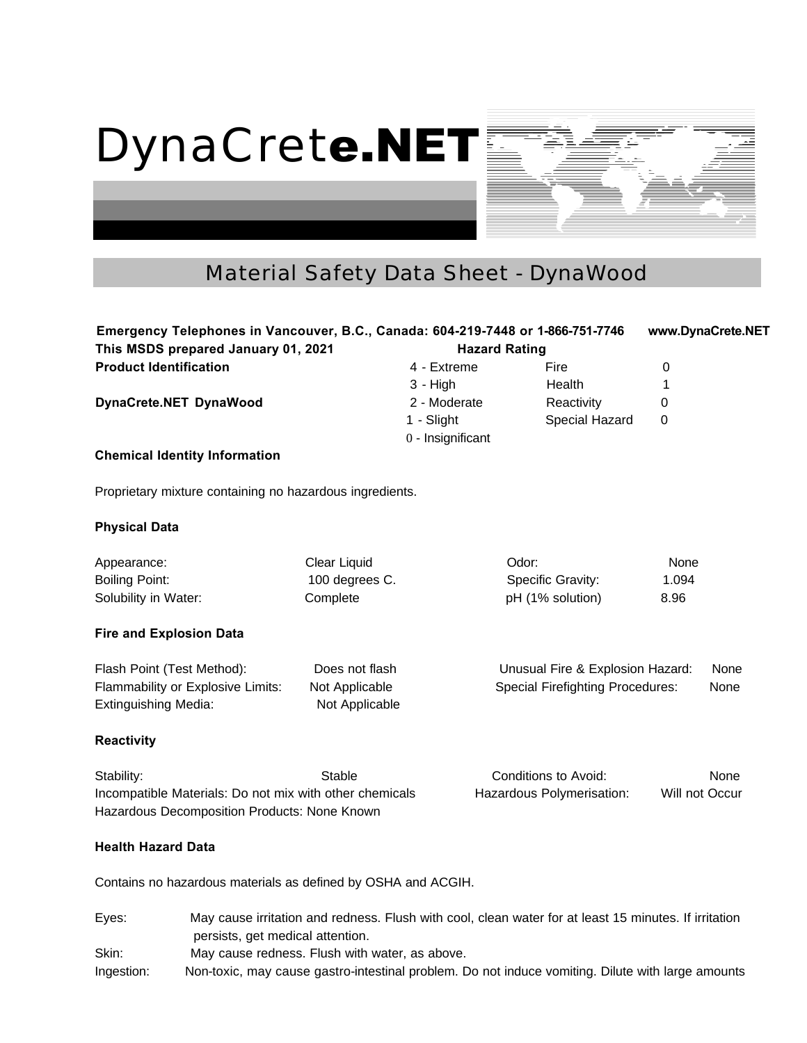# DynaCrete.NET

## Material Safety Data Sheet - DynaWood

**Emergency Telephones in Vancouver, B.C., Canada: 604-219-7448 or 1-866-751-7746** **www.DynaCrete.NET**

**This MSDS prepared January 01, 2021**

**Product Identification**

**DynaCrete.NET DynaWood**

**Hazard Rating**

| Scale | Category | Rating |
|---|---|---|
| 4 - Extreme | Fire | 0 |
| 3 - High | Health | 1 |
| 2 - Moderate | Reactivity | 0 |
| 1 - Slight | Special Hazard | 0 |
| 0 - Insignificant | | |

**Chemical Identity Information**

Proprietary mixture containing no hazardous ingredients.

**Physical Data**

| | | | |
|---|---|---|---|
| Appearance: | Clear Liquid | Odor: | None |
| Boiling Point: | 100 degrees C. | Specific Gravity: | 1.094 |
| Solubility in Water: | Complete | pH (1% solution) | 8.96 |

**Fire and Explosion Data**

| | | | |
|---|---|---|---|
| Flash Point (Test Method): | Does not flash | Unusual Fire & Explosion Hazard: | None |
| Flammability or Explosive Limits: | Not Applicable | Special Firefighting Procedures: | None |
| Extinguishing Media: | Not Applicable | | |

**Reactivity**

Stability: Stable

Conditions to Avoid: None

Incompatible Materials: Do not mix with other chemicals

Hazardous Polymerisation: Will not Occur

Hazardous Decomposition Products: None Known

**Health Hazard Data**

Contains no hazardous materials as defined by OSHA and ACGIH.

Eyes: May cause irritation and redness. Flush with cool, clean water for at least 15 minutes. If irritation persists, get medical attention.

Skin: May cause redness. Flush with water, as above.

Ingestion: Non-toxic, may cause gastro-intestinal problem. Do not induce vomiting. Dilute with large amounts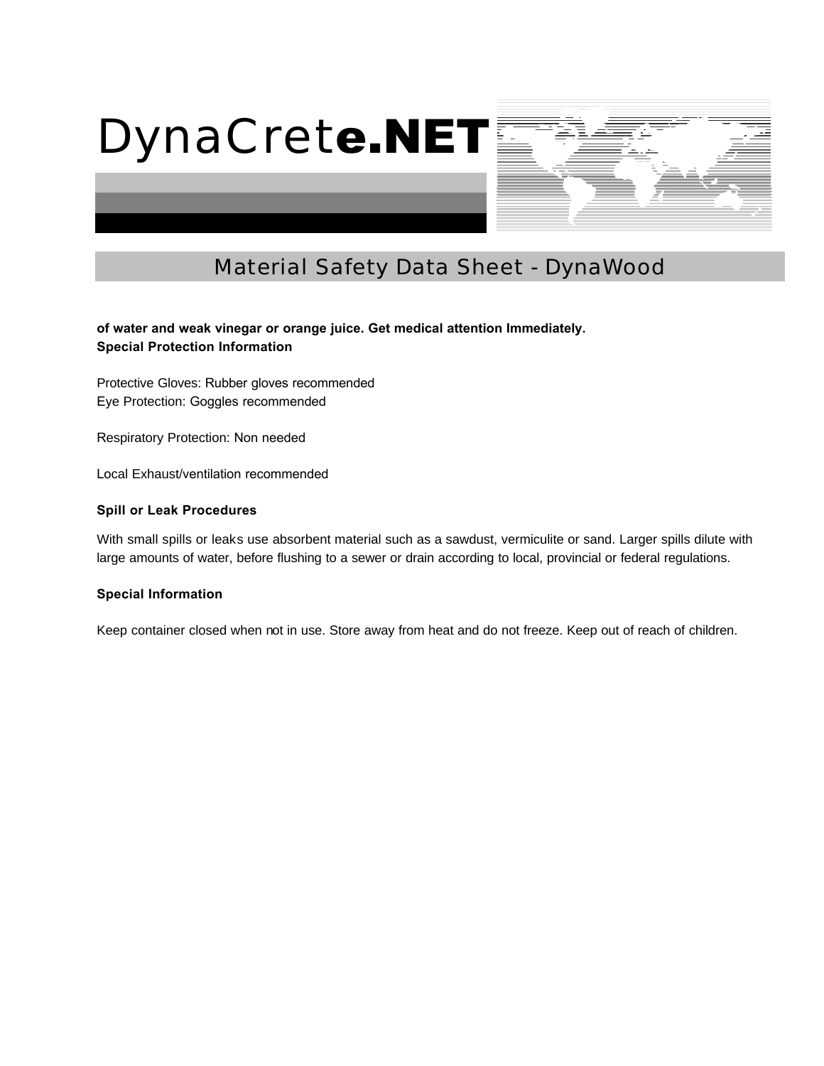**of water and weak vinegar or orange juice. Get medical attention Immediately.**

**Special Protection Information**

Protective Gloves: Rubber gloves recommended
Eye Protection: Goggles recommended

Respiratory Protection: Non needed

Local Exhaust/ventilation recommended

**Spill or Leak Procedures**

With small spills or leaks use absorbent material such as a sawdust, vermiculite or sand. Larger spills dilute with large amounts of water, before flushing to a sewer or drain according to local, provincial or federal regulations.

**Special Information**

Keep container closed when not in use. Store away from heat and do not freeze. Keep out of reach of children.